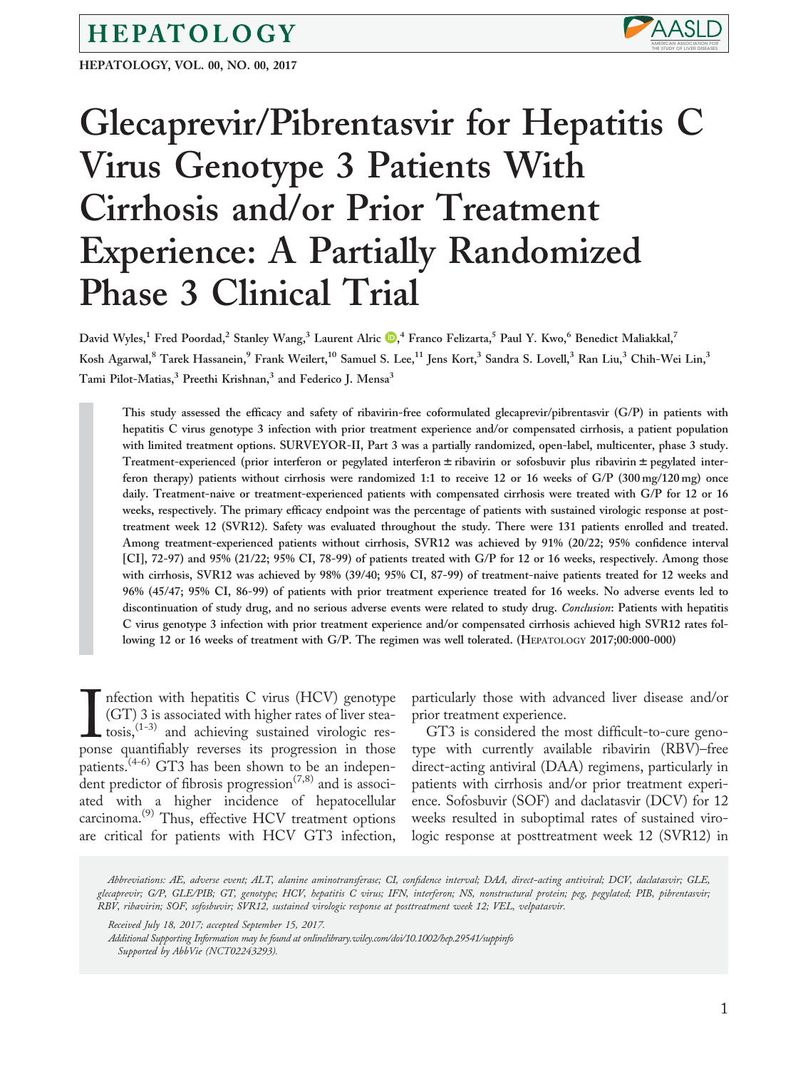# Glecaprevir/Pibrentasvir for Hepatitis C Virus Genotype 3 Patients With Cirrhosis and/or Prior Treatment Experience: A Partially Randomized Phase 3 Clinical Trial

David Wyles,[1] Fred Poordad,[2] Stanley Wang,[3] Laurent Alric,[4] Franco Felizarta,[5] Paul Y. Kwo,[6] Benedict Maliakkal,[7] Kosh Agarwal,[8] Tarek Hassanein,[9] Frank Weilert,[10] Samuel S. Lee,[11] Jens Kort,[3] Sandra S. Lovell,[3] Ran Liu,[3] Chih-Wei Lin,[3] Tami Pilot-Matias,[3] Preethi Krishnan,[3] and Federico J. Mensa[3]

**This study assessed the efficacy and safety of ribavirin-free coformulated glecaprevir/pibrentasvir (G/P) in patients with hepatitis C virus genotype 3 infection with prior treatment experience and/or compensated cirrhosis, a patient population with limited treatment options. SURVEYOR-II, Part 3 was a partially randomized, open-label, multicenter, phase 3 study. Treatment-experienced (prior interferon or pegylated interferon ± ribavirin or sofosbuvir plus ribavirin ± pegylated interferon therapy) patients without cirrhosis were randomized 1:1 to receive 12 or 16 weeks of G/P (300 mg/120 mg) once daily. Treatment-naive or treatment-experienced patients with compensated cirrhosis were treated with G/P for 12 or 16 weeks, respectively. The primary efficacy endpoint was the percentage of patients with sustained virologic response at posttreatment week 12 (SVR12). Safety was evaluated throughout the study. There were 131 patients enrolled and treated. Among treatment-experienced patients without cirrhosis, SVR12 was achieved by 91% (20/22; 95% confidence interval [CI], 72-97) and 95% (21/22; 95% CI, 78-99) of patients treated with G/P for 12 or 16 weeks, respectively. Among those with cirrhosis, SVR12 was achieved by 98% (39/40; 95% CI, 87-99) of treatment-naive patients treated for 12 weeks and 96% (45/47; 95% CI, 86-99) of patients with prior treatment experience treated for 16 weeks. No adverse events led to discontinuation of study drug, and no serious adverse events were related to study drug. *Conclusion*: Patients with hepatitis C virus genotype 3 infection with prior treatment experience and/or compensated cirrhosis achieved high SVR12 rates following 12 or 16 weeks of treatment with G/P. The regimen was well tolerated.** (HEPATOLOGY 2017;00:000-000)

Infection with hepatitis C virus (HCV) genotype (GT) 3 is associated with higher rates of liver steatosis,[1-3] and achieving sustained virologic response quantifiably reverses its progression in those patients.[4-6] GT3 has been shown to be an independent predictor of fibrosis progression[7,8] and is associated with a higher incidence of hepatocellular carcinoma.[9] Thus, effective HCV treatment options are critical for patients with HCV GT3 infection, particularly those with advanced liver disease and/or prior treatment experience.

GT3 is considered the most difficult-to-cure genotype with currently available ribavirin (RBV)–free direct-acting antiviral (DAA) regimens, particularly in patients with cirrhosis and/or prior treatment experience. Sofosbuvir (SOF) and daclatasvir (DCV) for 12 weeks resulted in suboptimal rates of sustained virologic response at posttreatment week 12 (SVR12) in

*Abbreviations: AE, adverse event; ALT, alanine aminotransferase; CI, confidence interval; DAA, direct-acting antiviral; DCV, daclatasvir; GLE, glecaprevir; G/P, GLE/PIB; GT, genotype; HCV, hepatitis C virus; IFN, interferon; NS, nonstructural protein; peg, pegylated; PIB, pibrentasvir; RBV, ribavirin; SOF, sofosbuvir; SVR12, sustained virologic response at posttreatment week 12; VEL, velpatasvir.*

*Received July 18, 2017; accepted September 15, 2017.*

*Additional Supporting Information may be found at onlinelibrary.wiley.com/doi/10.1002/hep.29541/suppinfo*

*Supported by AbbVie (NCT02243293).*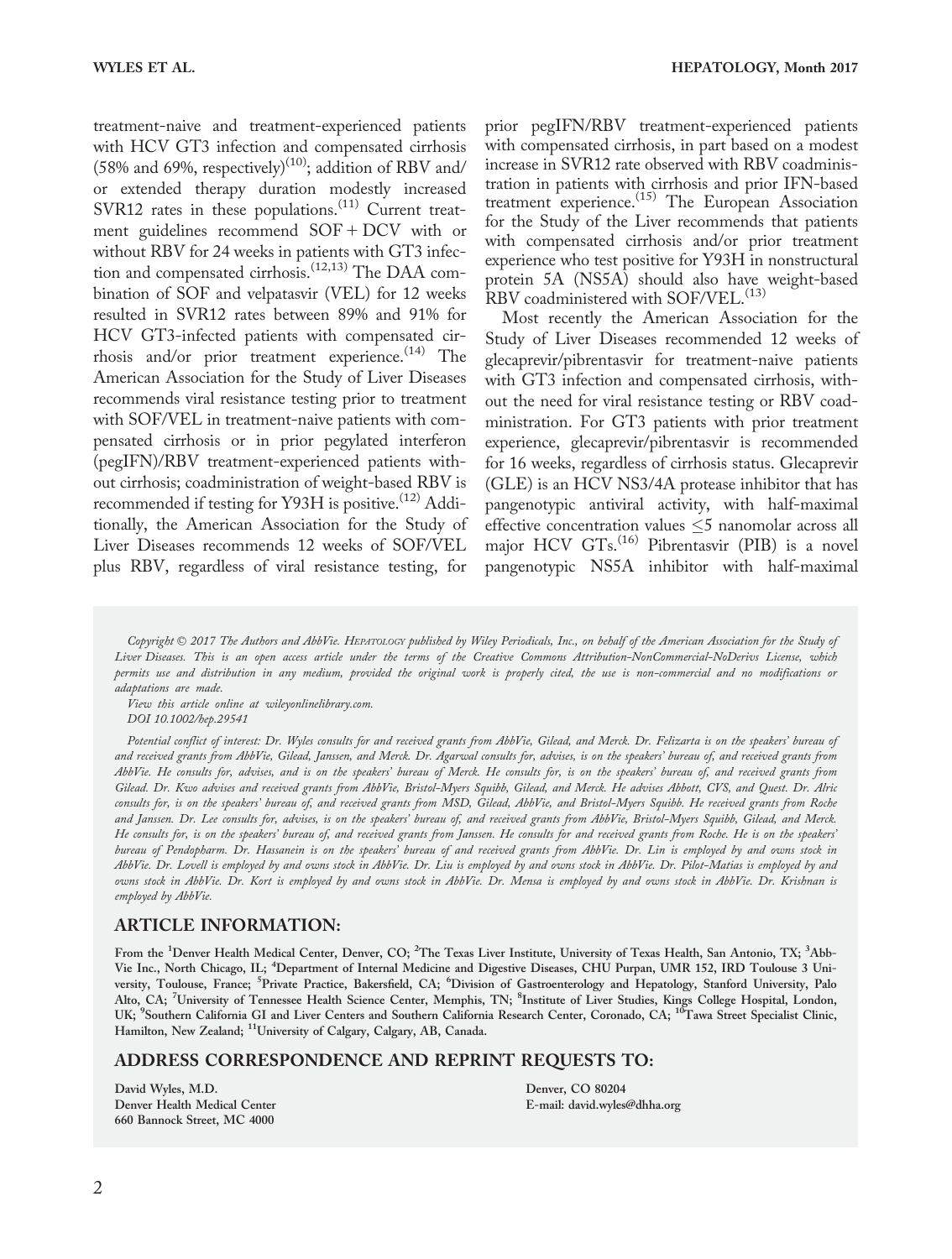treatment-naive and treatment-experienced patients with HCV GT3 infection and compensated cirrhosis (58% and 69%, respectively)[10]; addition of RBV and/or extended therapy duration modestly increased SVR12 rates in these populations.[11] Current treatment guidelines recommend SOF + DCV with or without RBV for 24 weeks in patients with GT3 infection and compensated cirrhosis.[12,13] The DAA combination of SOF and velpatasvir (VEL) for 12 weeks resulted in SVR12 rates between 89% and 91% for HCV GT3-infected patients with compensated cirrhosis and/or prior treatment experience.[14] The American Association for the Study of Liver Diseases recommends viral resistance testing prior to treatment with SOF/VEL in treatment-naive patients with compensated cirrhosis or in prior pegylated interferon (pegIFN)/RBV treatment-experienced patients without cirrhosis; coadministration of weight-based RBV is recommended if testing for Y93H is positive.[12] Additionally, the American Association for the Study of Liver Diseases recommends 12 weeks of SOF/VEL plus RBV, regardless of viral resistance testing, for prior pegIFN/RBV treatment-experienced patients with compensated cirrhosis, in part based on a modest increase in SVR12 rate observed with RBV coadministration in patients with cirrhosis and prior IFN-based treatment experience.[15] The European Association for the Study of the Liver recommends that patients with compensated cirrhosis and/or prior treatment experience who test positive for Y93H in nonstructural protein 5A (NS5A) should also have weight-based RBV coadministered with SOF/VEL.[13]

Most recently the American Association for the Study of Liver Diseases recommended 12 weeks of glecaprevir/pibrentasvir for treatment-naive patients with GT3 infection and compensated cirrhosis, without the need for viral resistance testing or RBV coadministration. For GT3 patients with prior treatment experience, glecaprevir/pibrentasvir is recommended for 16 weeks, regardless of cirrhosis status. Glecaprevir (GLE) is an HCV NS3/4A protease inhibitor that has pangenotypic antiviral activity, with half-maximal effective concentration values ≤5 nanomolar across all major HCV GTs.[16] Pibrentasvir (PIB) is a novel pangenotypic NS5A inhibitor with half-maximal

*Copyright © 2017 The Authors and AbbVie. Hepatology published by Wiley Periodicals, Inc., on behalf of the American Association for the Study of Liver Diseases. This is an open access article under the terms of the Creative Commons Attribution-NonCommercial-NoDerivs License, which permits use and distribution in any medium, provided the original work is properly cited, the use is non-commercial and no modifications or adaptations are made.*

*View this article online at wileyonlinelibrary.com.*

*DOI 10.1002/hep.29541*

*Potential conflict of interest: Dr. Wyles consults for and received grants from AbbVie, Gilead, and Merck. Dr. Felizarta is on the speakers' bureau of and received grants from AbbVie, Gilead, Janssen, and Merck. Dr. Agarwal consults for, advises, is on the speakers' bureau of, and received grants from AbbVie. He consults for, advises, and is on the speakers' bureau of Merck. He consults for, is on the speakers' bureau of, and received grants from Gilead. Dr. Kwo advises and received grants from AbbVie, Bristol-Myers Squibb, Gilead, and Merck. He advises Abbott, CVS, and Quest. Dr. Alric consults for, is on the speakers' bureau of, and received grants from MSD, Gilead, AbbVie, and Bristol-Myers Squibb. He received grants from Roche and Janssen. Dr. Lee consults for, advises, is on the speakers' bureau of, and received grants from AbbVie, Bristol-Myers Squibb, Gilead, and Merck. He consults for, is on the speakers' bureau of, and received grants from Janssen. He consults for and received grants from Roche. He is on the speakers' bureau of Pendopharm. Dr. Hassanein is on the speakers' bureau of and received grants from AbbVie. Dr. Lin is employed by and owns stock in AbbVie. Dr. Lovell is employed by and owns stock in AbbVie. Dr. Liu is employed by and owns stock in AbbVie. Dr. Pilot-Matias is employed by and owns stock in AbbVie. Dr. Kort is employed by and owns stock in AbbVie. Dr. Mensa is employed by and owns stock in AbbVie. Dr. Krishnan is employed by AbbVie.*

## ARTICLE INFORMATION:

**From the [1]Denver Health Medical Center, Denver, CO; [2]The Texas Liver Institute, University of Texas Health, San Antonio, TX; [3]AbbVie Inc., North Chicago, IL; [4]Department of Internal Medicine and Digestive Diseases, CHU Purpan, UMR 152, IRD Toulouse 3 University, Toulouse, France; [5]Private Practice, Bakersfield, CA; [6]Division of Gastroenterology and Hepatology, Stanford University, Palo Alto, CA; [7]University of Tennessee Health Science Center, Memphis, TN; [8]Institute of Liver Studies, Kings College Hospital, London, UK; [9]Southern California GI and Liver Centers and Southern California Research Center, Coronado, CA; [10]Tawa Street Specialist Clinic, Hamilton, New Zealand; [11]University of Calgary, Calgary, AB, Canada.**

## ADDRESS CORRESPONDENCE AND REPRINT REQUESTS TO:

**David Wyles, M.D.**
**Denver Health Medical Center**
**660 Bannock Street, MC 4000**
**Denver, CO 80204**
**E-mail: david.wyles@dhha.org**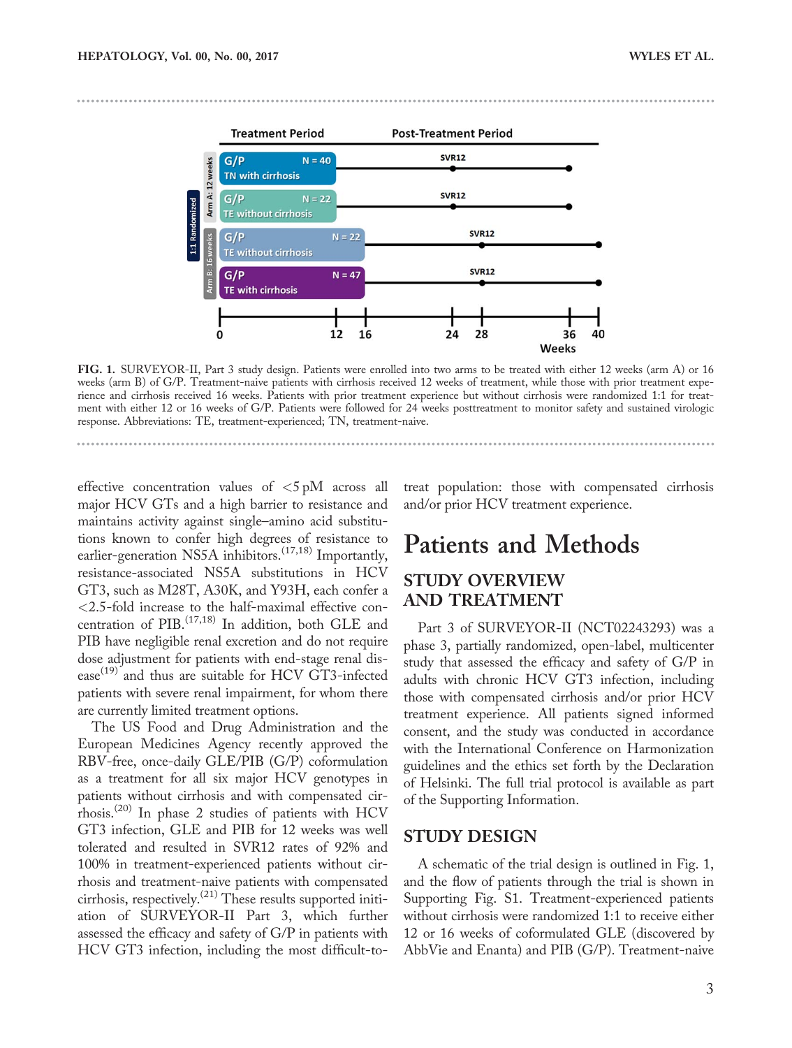FIG. 1. SURVEYOR-II, Part 3 study design. Patients were enrolled into two arms to be treated with either 12 weeks (arm A) or 16 weeks (arm B) of G/P. Treatment-naive patients with cirrhosis received 12 weeks of treatment, while those with prior treatment experience and cirrhosis received 16 weeks. Patients with prior treatment experience but without cirrhosis were randomized 1:1 for treatment with either 12 or 16 weeks of G/P. Patients were followed for 24 weeks posttreatment to monitor safety and sustained virologic response. Abbreviations: TE, treatment-experienced; TN, treatment-naive.

effective concentration values of <5 pM across all major HCV GTs and a high barrier to resistance and maintains activity against single–amino acid substitutions known to confer high degrees of resistance to earlier-generation NS5A inhibitors.[17,18] Importantly, resistance-associated NS5A substitutions in HCV GT3, such as M28T, A30K, and Y93H, each confer a <2.5-fold increase to the half-maximal effective concentration of PIB.[17,18] In addition, both GLE and PIB have negligible renal excretion and do not require dose adjustment for patients with end-stage renal disease[19] and thus are suitable for HCV GT3-infected patients with severe renal impairment, for whom there are currently limited treatment options.

The US Food and Drug Administration and the European Medicines Agency recently approved the RBV-free, once-daily GLE/PIB (G/P) coformulation as a treatment for all six major HCV genotypes in patients without cirrhosis and with compensated cirrhosis.[20] In phase 2 studies of patients with HCV GT3 infection, GLE and PIB for 12 weeks was well tolerated and resulted in SVR12 rates of 92% and 100% in treatment-experienced patients without cirrhosis and treatment-naive patients with compensated cirrhosis, respectively.[21] These results supported initiation of SURVEYOR-II Part 3, which further assessed the efficacy and safety of G/P in patients with HCV GT3 infection, including the most difficult-to-treat population: those with compensated cirrhosis and/or prior HCV treatment experience.

# Patients and Methods

## STUDY OVERVIEW AND TREATMENT

Part 3 of SURVEYOR-II (NCT02243293) was a phase 3, partially randomized, open-label, multicenter study that assessed the efficacy and safety of G/P in adults with chronic HCV GT3 infection, including those with compensated cirrhosis and/or prior HCV treatment experience. All patients signed informed consent, and the study was conducted in accordance with the International Conference on Harmonization guidelines and the ethics set forth by the Declaration of Helsinki. The full trial protocol is available as part of the Supporting Information.

## STUDY DESIGN

A schematic of the trial design is outlined in Fig. 1, and the flow of patients through the trial is shown in Supporting Fig. S1. Treatment-experienced patients without cirrhosis were randomized 1:1 to receive either 12 or 16 weeks of coformulated GLE (discovered by AbbVie and Enanta) and PIB (G/P). Treatment-naive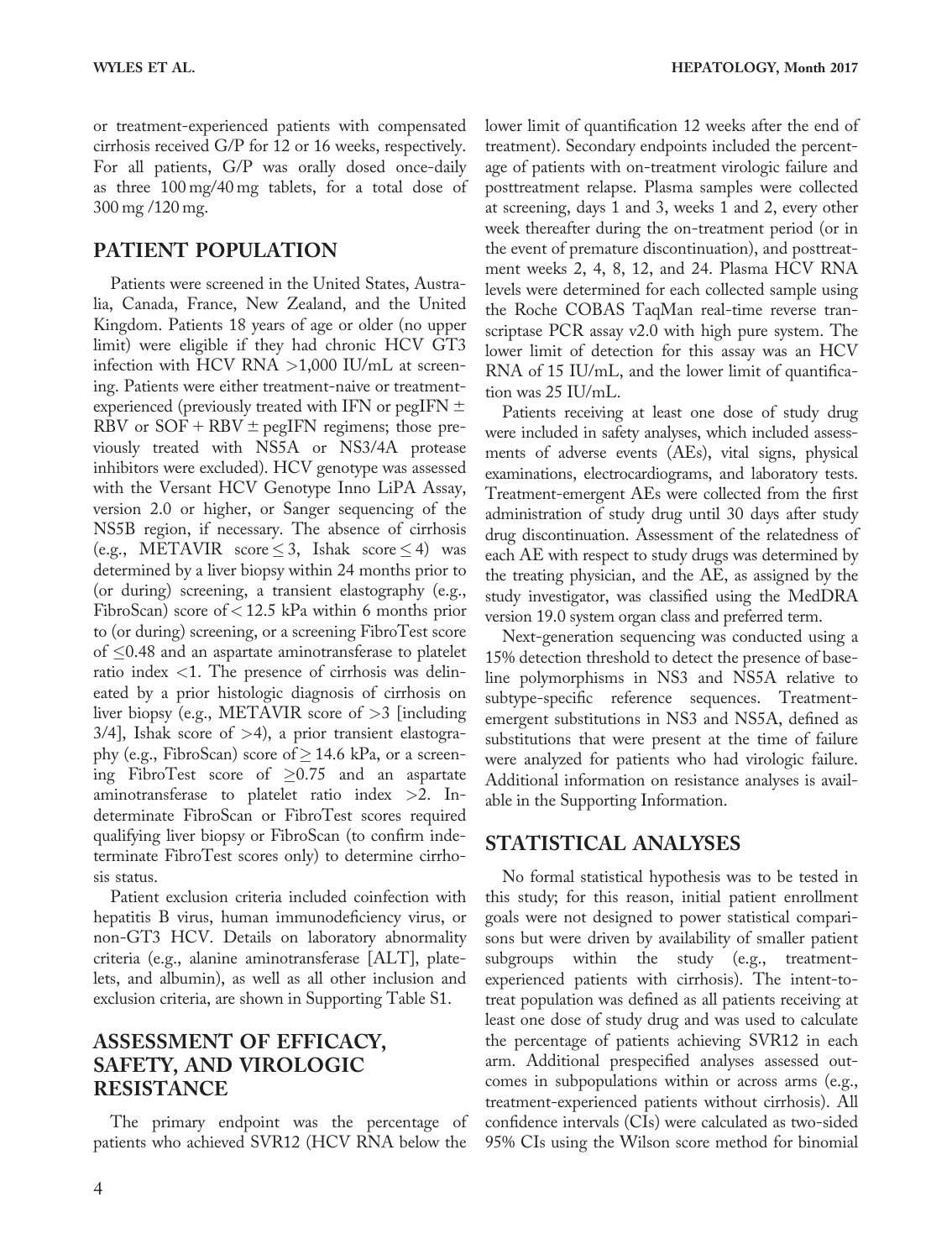or treatment-experienced patients with compensated cirrhosis received G/P for 12 or 16 weeks, respectively. For all patients, G/P was orally dosed once-daily as three 100 mg/40 mg tablets, for a total dose of 300 mg /120 mg.

## PATIENT POPULATION

Patients were screened in the United States, Australia, Canada, France, New Zealand, and the United Kingdom. Patients 18 years of age or older (no upper limit) were eligible if they had chronic HCV GT3 infection with HCV RNA >1,000 IU/mL at screening. Patients were either treatment-naive or treatment-experienced (previously treated with IFN or pegIFN ± RBV or SOF + RBV ± pegIFN regimens; those previously treated with NS5A or NS3/4A protease inhibitors were excluded). HCV genotype was assessed with the Versant HCV Genotype Inno LiPA Assay, version 2.0 or higher, or Sanger sequencing of the NS5B region, if necessary. The absence of cirrhosis (e.g., METAVIR score ≤ 3, Ishak score ≤ 4) was determined by a liver biopsy within 24 months prior to (or during) screening, a transient elastography (e.g., FibroScan) score of < 12.5 kPa within 6 months prior to (or during) screening, or a screening FibroTest score of ≤0.48 and an aspartate aminotransferase to platelet ratio index <1. The presence of cirrhosis was delineated by a prior histologic diagnosis of cirrhosis on liver biopsy (e.g., METAVIR score of >3 [including 3/4], Ishak score of >4), a prior transient elastography (e.g., FibroScan) score of ≥ 14.6 kPa, or a screening FibroTest score of ≥0.75 and an aspartate aminotransferase to platelet ratio index >2. Indeterminate FibroScan or FibroTest scores required qualifying liver biopsy or FibroScan (to confirm indeterminate FibroTest scores only) to determine cirrhosis status.

Patient exclusion criteria included coinfection with hepatitis B virus, human immunodeficiency virus, or non-GT3 HCV. Details on laboratory abnormality criteria (e.g., alanine aminotransferase [ALT], platelets, and albumin), as well as all other inclusion and exclusion criteria, are shown in Supporting Table S1.

## ASSESSMENT OF EFFICACY, SAFETY, AND VIROLOGIC RESISTANCE

The primary endpoint was the percentage of patients who achieved SVR12 (HCV RNA below the lower limit of quantification 12 weeks after the end of treatment). Secondary endpoints included the percentage of patients with on-treatment virologic failure and posttreatment relapse. Plasma samples were collected at screening, days 1 and 3, weeks 1 and 2, every other week thereafter during the on-treatment period (or in the event of premature discontinuation), and posttreatment weeks 2, 4, 8, 12, and 24. Plasma HCV RNA levels were determined for each collected sample using the Roche COBAS TaqMan real-time reverse transcriptase PCR assay v2.0 with high pure system. The lower limit of detection for this assay was an HCV RNA of 15 IU/mL, and the lower limit of quantification was 25 IU/mL.

Patients receiving at least one dose of study drug were included in safety analyses, which included assessments of adverse events (AEs), vital signs, physical examinations, electrocardiograms, and laboratory tests. Treatment-emergent AEs were collected from the first administration of study drug until 30 days after study drug discontinuation. Assessment of the relatedness of each AE with respect to study drugs was determined by the treating physician, and the AE, as assigned by the study investigator, was classified using the MedDRA version 19.0 system organ class and preferred term.

Next-generation sequencing was conducted using a 15% detection threshold to detect the presence of baseline polymorphisms in NS3 and NS5A relative to subtype-specific reference sequences. Treatment-emergent substitutions in NS3 and NS5A, defined as substitutions that were present at the time of failure were analyzed for patients who had virologic failure. Additional information on resistance analyses is available in the Supporting Information.

## STATISTICAL ANALYSES

No formal statistical hypothesis was to be tested in this study; for this reason, initial patient enrollment goals were not designed to power statistical comparisons but were driven by availability of smaller patient subgroups within the study (e.g., treatment-experienced patients with cirrhosis). The intent-to-treat population was defined as all patients receiving at least one dose of study drug and was used to calculate the percentage of patients achieving SVR12 in each arm. Additional prespecified analyses assessed outcomes in subpopulations within or across arms (e.g., treatment-experienced patients without cirrhosis). All confidence intervals (CIs) were calculated as two-sided 95% CIs using the Wilson score method for binomial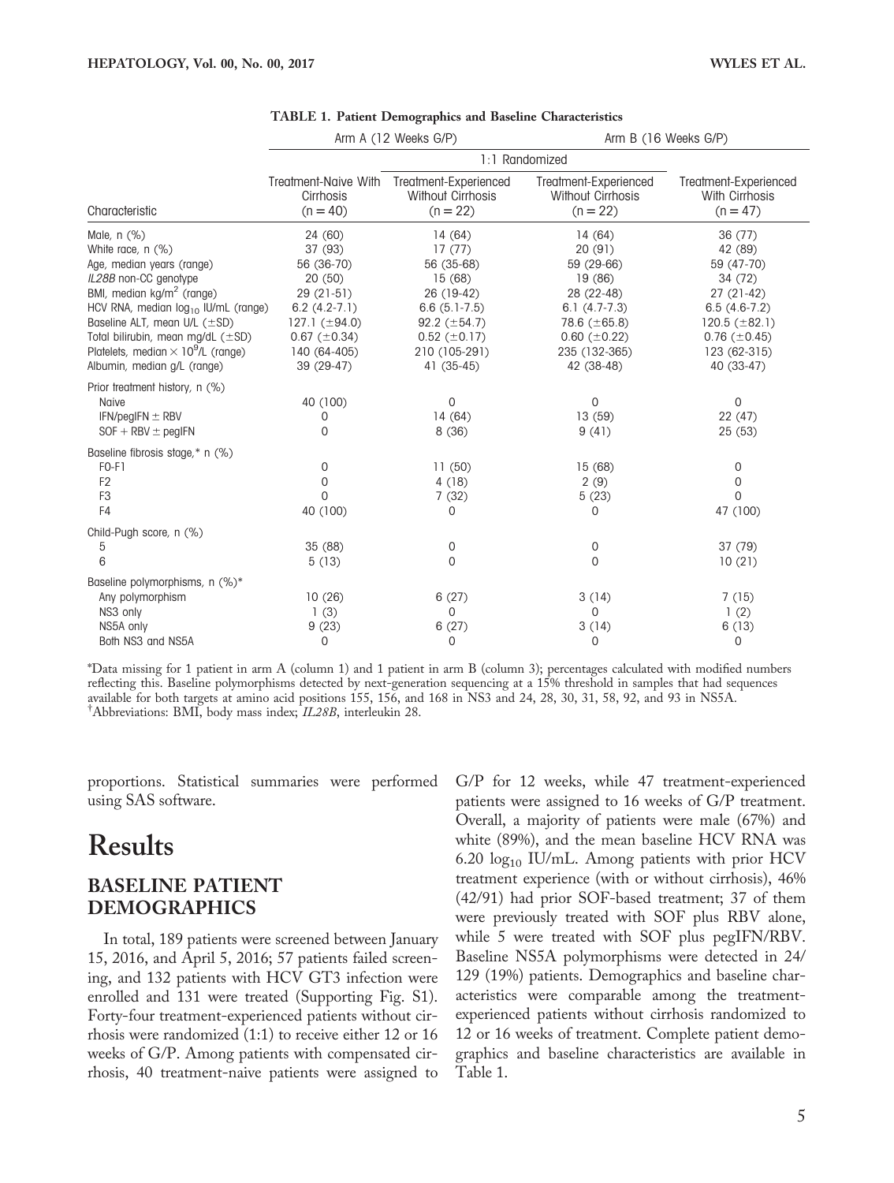**TABLE 1. Patient Demographics and Baseline Characteristics**

| Characteristic | Arm A (12 Weeks G/P) | | Arm B (16 Weeks G/P) | |
|---|---|---|---|---|
| | | 1:1 Randomized | | |
| | Treatment-Naive With Cirrhosis (n = 40) | Treatment-Experienced Without Cirrhosis (n = 22) | Treatment-Experienced Without Cirrhosis (n = 22) | Treatment-Experienced With Cirrhosis (n = 47) |
| Male, n (%) | 24 (60) | 14 (64) | 14 (64) | 36 (77) |
| White race, n (%) | 37 (93) | 17 (77) | 20 (91) | 42 (89) |
| Age, median years (range) | 56 (36-70) | 56 (35-68) | 59 (29-66) | 59 (47-70) |
| *IL28B* non-CC genotype | 20 (50) | 15 (68) | 19 (86) | 34 (72) |
| BMI, median kg/m$^2$ (range) | 29 (21-51) | 26 (19-42) | 28 (22-48) | 27 (21-42) |
| HCV RNA, median $\log_{10}$ IU/mL (range) | 6.2 (4.2-7.1) | 6.6 (5.1-7.5) | 6.1 (4.7-7.3) | 6.5 (4.6-7.2) |
| Baseline ALT, mean U/L (±SD) | 127.1 (±94.0) | 92.2 (±54.7) | 78.6 (±65.8) | 120.5 (±82.1) |
| Total bilirubin, mean mg/dL (±SD) | 0.67 (±0.34) | 0.52 (±0.17) | 0.60 (±0.22) | 0.76 (±0.45) |
| Platelets, median × $10^9$/L (range) | 140 (64-405) | 210 (105-291) | 235 (132-365) | 123 (62-315) |
| Albumin, median g/L (range) | 39 (29-47) | 41 (35-45) | 42 (38-48) | 40 (33-47) |
| Prior treatment history, n (%) | | | | |
| Naive | 40 (100) | 0 | 0 | 0 |
| IFN/pegIFN ± RBV | 0 | 14 (64) | 13 (59) | 22 (47) |
| SOF + RBV ± pegIFN | 0 | 8 (36) | 9 (41) | 25 (53) |
| Baseline fibrosis stage,* n (%) | | | | |
| F0-F1 | 0 | 11 (50) | 15 (68) | 0 |
| F2 | 0 | 4 (18) | 2 (9) | 0 |
| F3 | 0 | 7 (32) | 5 (23) | 0 |
| F4 | 40 (100) | 0 | 0 | 47 (100) |
| Child-Pugh score, n (%) | | | | |
| 5 | 35 (88) | 0 | 0 | 37 (79) |
| 6 | 5 (13) | 0 | 0 | 10 (21) |
| Baseline polymorphisms, n (%)* | | | | |
| Any polymorphism | 10 (26) | 6 (27) | 3 (14) | 7 (15) |
| NS3 only | 1 (3) | 0 | 0 | 1 (2) |
| NS5A only | 9 (23) | 6 (27) | 3 (14) | 6 (13) |
| Both NS3 and NS5A | 0 | 0 | 0 | 0 |

*Data missing for 1 patient in arm A (column 1) and 1 patient in arm B (column 3); percentages calculated with modified numbers reflecting this. Baseline polymorphisms detected by next-generation sequencing at a 15% threshold in samples that had sequences available for both targets at amino acid positions 155, 156, and 168 in NS3 and 24, 28, 30, 31, 58, 92, and 93 in NS5A.
†Abbreviations: BMI, body mass index; *IL28B*, interleukin 28.

proportions. Statistical summaries were performed using SAS software.

# Results

## BASELINE PATIENT DEMOGRAPHICS

In total, 189 patients were screened between January 15, 2016, and April 5, 2016; 57 patients failed screening, and 132 patients with HCV GT3 infection were enrolled and 131 were treated (Supporting Fig. S1). Forty-four treatment-experienced patients without cirrhosis were randomized (1:1) to receive either 12 or 16 weeks of G/P. Among patients with compensated cirrhosis, 40 treatment-naive patients were assigned to G/P for 12 weeks, while 47 treatment-experienced patients were assigned to 16 weeks of G/P treatment. Overall, a majority of patients were male (67%) and white (89%), and the mean baseline HCV RNA was 6.20 $\log_{10}$ IU/mL. Among patients with prior HCV treatment experience (with or without cirrhosis), 46% (42/91) had prior SOF-based treatment; 37 of them were previously treated with SOF plus RBV alone, while 5 were treated with SOF plus pegIFN/RBV. Baseline NS5A polymorphisms were detected in 24/129 (19%) patients. Demographics and baseline characteristics were comparable among the treatment-experienced patients without cirrhosis randomized to 12 or 16 weeks of treatment. Complete patient demographics and baseline characteristics are available in Table 1.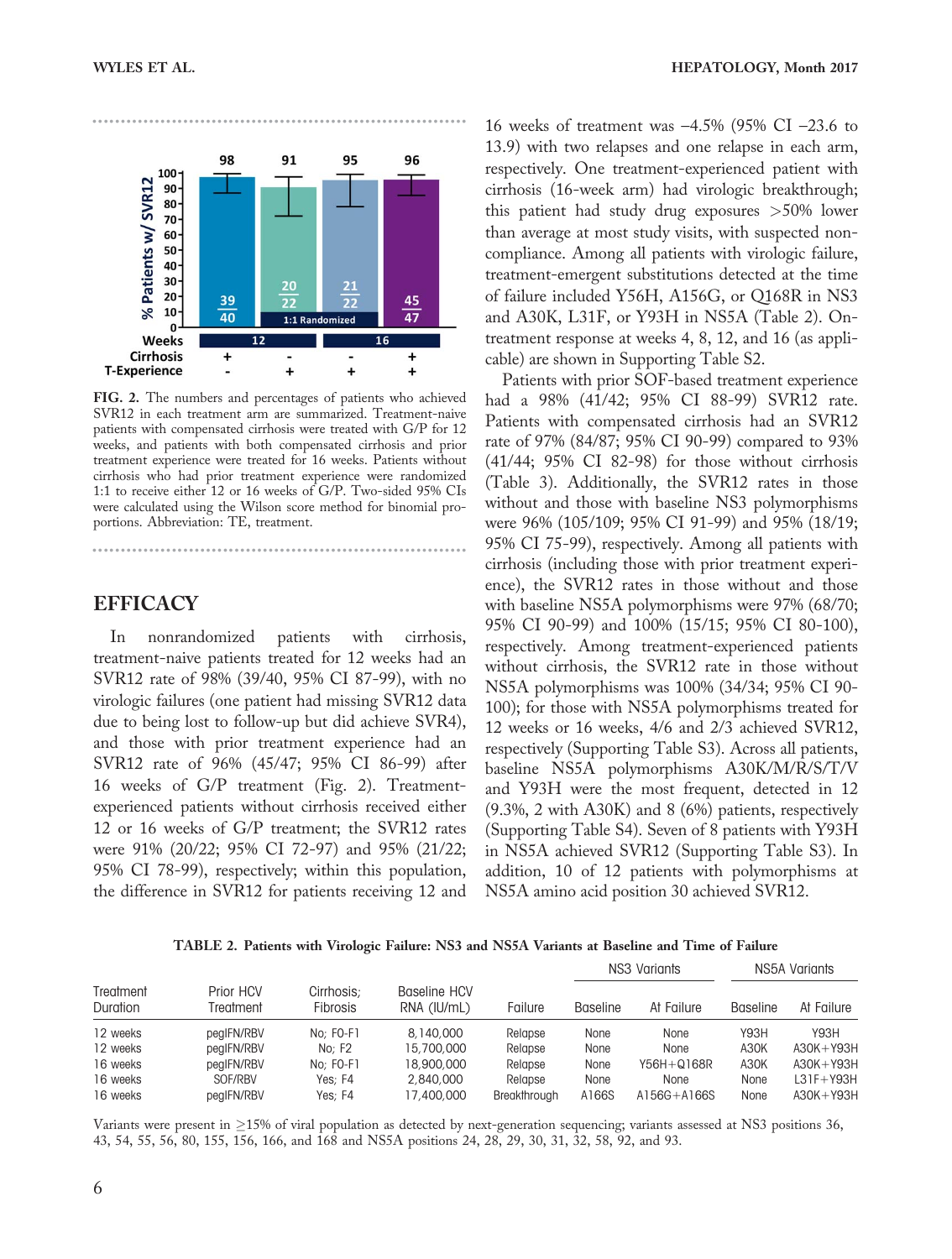FIG. 2. The numbers and percentages of patients who achieved SVR12 in each treatment arm are summarized. Treatment-naive patients with compensated cirrhosis were treated with G/P for 12 weeks, and patients with both compensated cirrhosis and prior treatment experience were treated for 16 weeks. Patients without cirrhosis who had prior treatment experience were randomized 1:1 to receive either 12 or 16 weeks of G/P. Two-sided 95% CIs were calculated using the Wilson score method for binomial proportions. Abbreviation: TE, treatment.

## EFFICACY

In nonrandomized patients with cirrhosis, treatment-naive patients treated for 12 weeks had an SVR12 rate of 98% (39/40, 95% CI 87-99), with no virologic failures (one patient had missing SVR12 data due to being lost to follow-up but did achieve SVR4), and those with prior treatment experience had an SVR12 rate of 96% (45/47; 95% CI 86-99) after 16 weeks of G/P treatment (Fig. 2). Treatment-experienced patients without cirrhosis received either 12 or 16 weeks of G/P treatment; the SVR12 rates were 91% (20/22; 95% CI 72-97) and 95% (21/22; 95% CI 78-99), respectively; within this population, the difference in SVR12 for patients receiving 12 and 16 weeks of treatment was –4.5% (95% CI –23.6 to 13.9) with two relapses and one relapse in each arm, respectively. One treatment-experienced patient with cirrhosis (16-week arm) had virologic breakthrough; this patient had study drug exposures >50% lower than average at most study visits, with suspected noncompliance. Among all patients with virologic failure, treatment-emergent substitutions detected at the time of failure included Y56H, A156G, or Q168R in NS3 and A30K, L31F, or Y93H in NS5A (Table 2). On-treatment response at weeks 4, 8, 12, and 16 (as applicable) are shown in Supporting Table S2.

Patients with prior SOF-based treatment experience had a 98% (41/42; 95% CI 88-99) SVR12 rate. Patients with compensated cirrhosis had an SVR12 rate of 97% (84/87; 95% CI 90-99) compared to 93% (41/44; 95% CI 82-98) for those without cirrhosis (Table 3). Additionally, the SVR12 rates in those without and those with baseline NS3 polymorphisms were 96% (105/109; 95% CI 91-99) and 95% (18/19; 95% CI 75-99), respectively. Among all patients with cirrhosis (including those with prior treatment experience), the SVR12 rates in those without and those with baseline NS5A polymorphisms were 97% (68/70; 95% CI 90-99) and 100% (15/15; 95% CI 80-100), respectively. Among treatment-experienced patients without cirrhosis, the SVR12 rate in those without NS5A polymorphisms was 100% (34/34; 95% CI 90-100); for those with NS5A polymorphisms treated for 12 weeks or 16 weeks, 4/6 and 2/3 achieved SVR12, respectively (Supporting Table S3). Across all patients, baseline NS5A polymorphisms A30K/M/R/S/T/V and Y93H were the most frequent, detected in 12 (9.3%, 2 with A30K) and 8 (6%) patients, respectively (Supporting Table S4). Seven of 8 patients with Y93H in NS5A achieved SVR12 (Supporting Table S3). In addition, 10 of 12 patients with polymorphisms at NS5A amino acid position 30 achieved SVR12.

**TABLE 2. Patients with Virologic Failure: NS3 and NS5A Variants at Baseline and Time of Failure**

| Treatment Duration | Prior HCV Treatment | Cirrhosis; Fibrosis | Baseline HCV RNA (IU/mL) | Failure | NS3 Variants | | NS5A Variants | |
|---|---|---|---|---|---|---|---|---|
| | | | | | Baseline | At Failure | Baseline | At Failure |
| 12 weeks | pegIFN/RBV | No; F0-F1 | 8,140,000 | Relapse | None | None | Y93H | Y93H |
| 12 weeks | pegIFN/RBV | No; F2 | 15,700,000 | Relapse | None | None | A30K | A30K+Y93H |
| 16 weeks | pegIFN/RBV | No; F0-F1 | 18,900,000 | Relapse | None | Y56H+Q168R | A30K | A30K+Y93H |
| 16 weeks | SOF/RBV | Yes; F4 | 2,840,000 | Relapse | None | None | None | L31F+Y93H |
| 16 weeks | pegIFN/RBV | Yes; F4 | 17,400,000 | Breakthrough | A166S | A156G+A166S | None | A30K+Y93H |

Variants were present in ≥15% of viral population as detected by next-generation sequencing; variants assessed at NS3 positions 36, 43, 54, 55, 56, 80, 155, 156, 166, and 168 and NS5A positions 24, 28, 29, 30, 31, 32, 58, 92, and 93.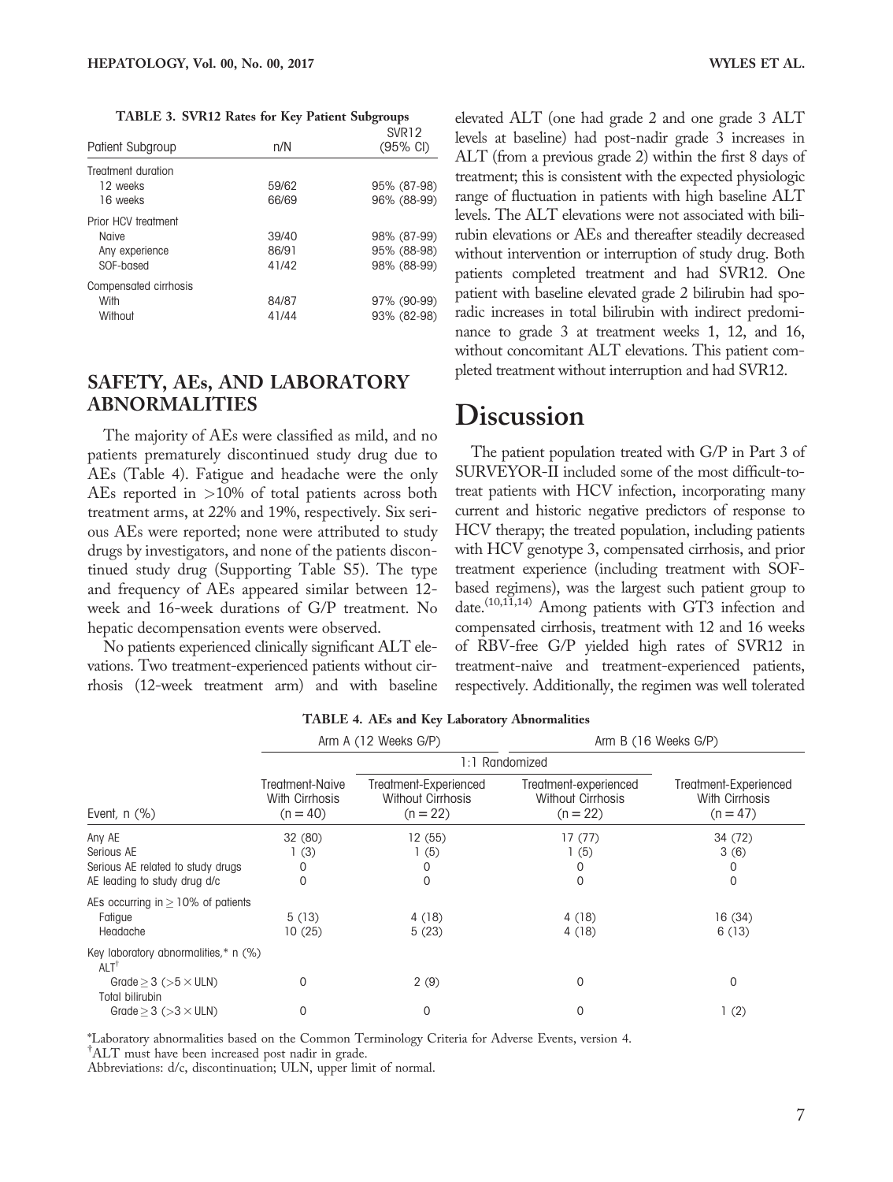**TABLE 3. SVR12 Rates for Key Patient Subgroups**

| Patient Subgroup | n/N | SVR12 (95% CI) |
|---|---|---|
| Treatment duration | | |
| 12 weeks | 59/62 | 95% (87-98) |
| 16 weeks | 66/69 | 96% (88-99) |
| Prior HCV treatment | | |
| Naive | 39/40 | 98% (87-99) |
| Any experience | 86/91 | 95% (88-98) |
| SOF-based | 41/42 | 98% (88-99) |
| Compensated cirrhosis | | |
| With | 84/87 | 97% (90-99) |
| Without | 41/44 | 93% (82-98) |

## SAFETY, AEs, AND LABORATORY ABNORMALITIES

The majority of AEs were classified as mild, and no patients prematurely discontinued study drug due to AEs (Table 4). Fatigue and headache were the only AEs reported in >10% of total patients across both treatment arms, at 22% and 19%, respectively. Six serious AEs were reported; none were attributed to study drugs by investigators, and none of the patients discontinued study drug (Supporting Table S5). The type and frequency of AEs appeared similar between 12-week and 16-week durations of G/P treatment. No hepatic decompensation events were observed.

No patients experienced clinically significant ALT elevations. Two treatment-experienced patients without cirrhosis (12-week treatment arm) and with baseline elevated ALT (one had grade 2 and one grade 3 ALT levels at baseline) had post-nadir grade 3 increases in ALT (from a previous grade 2) within the first 8 days of treatment; this is consistent with the expected physiologic range of fluctuation in patients with high baseline ALT levels. The ALT elevations were not associated with bilirubin elevations or AEs and thereafter steadily decreased without intervention or interruption of study drug. Both patients completed treatment and had SVR12. One patient with baseline elevated grade 2 bilirubin had sporadic increases in total bilirubin with indirect predominance to grade 3 at treatment weeks 1, 12, and 16, without concomitant ALT elevations. This patient completed treatment without interruption and had SVR12.

# Discussion

The patient population treated with G/P in Part 3 of SURVEYOR-II included some of the most difficult-to-treat patients with HCV infection, incorporating many current and historic negative predictors of response to HCV therapy; the treated population, including patients with HCV genotype 3, compensated cirrhosis, and prior treatment experience (including treatment with SOF-based regimens), was the largest such patient group to date.[10,11,14] Among patients with GT3 infection and compensated cirrhosis, treatment with 12 and 16 weeks of RBV-free G/P yielded high rates of SVR12 in treatment-naive and treatment-experienced patients, respectively. Additionally, the regimen was well tolerated

**TABLE 4. AEs and Key Laboratory Abnormalities**

| | Arm A (12 Weeks G/P) | | Arm B (16 Weeks G/P) | |
|---|---|---|---|---|
| | | 1:1 Randomized | | |
| Event, n (%) | Treatment-Naive With Cirrhosis (n = 40) | Treatment-Experienced Without Cirrhosis (n = 22) | Treatment-experienced Without Cirrhosis (n = 22) | Treatment-Experienced With Cirrhosis (n = 47) |
| Any AE | 32 (80) | 12 (55) | 17 (77) | 34 (72) |
| Serious AE | 1 (3) | 1 (5) | 1 (5) | 3 (6) |
| Serious AE related to study drugs | 0 | 0 | 0 | 0 |
| AE leading to study drug d/c | 0 | 0 | 0 | 0 |
| AEs occurring in ≥ 10% of patients | | | | |
| Fatigue | 5 (13) | 4 (18) | 4 (18) | 16 (34) |
| Headache | 10 (25) | 5 (23) | 4 (18) | 6 (13) |
| Key laboratory abnormalities,* n (%) | | | | |
| ALT[†] | | | | |
| Grade ≥ 3 (>5 × ULN) | 0 | 2 (9) | 0 | 0 |
| Total bilirubin | | | | |
| Grade ≥ 3 (>3 × ULN) | 0 | 0 | 0 | 1 (2) |

*Laboratory abnormalities based on the Common Terminology Criteria for Adverse Events, version 4.
[†]ALT must have been increased post nadir in grade.
Abbreviations: d/c, discontinuation; ULN, upper limit of normal.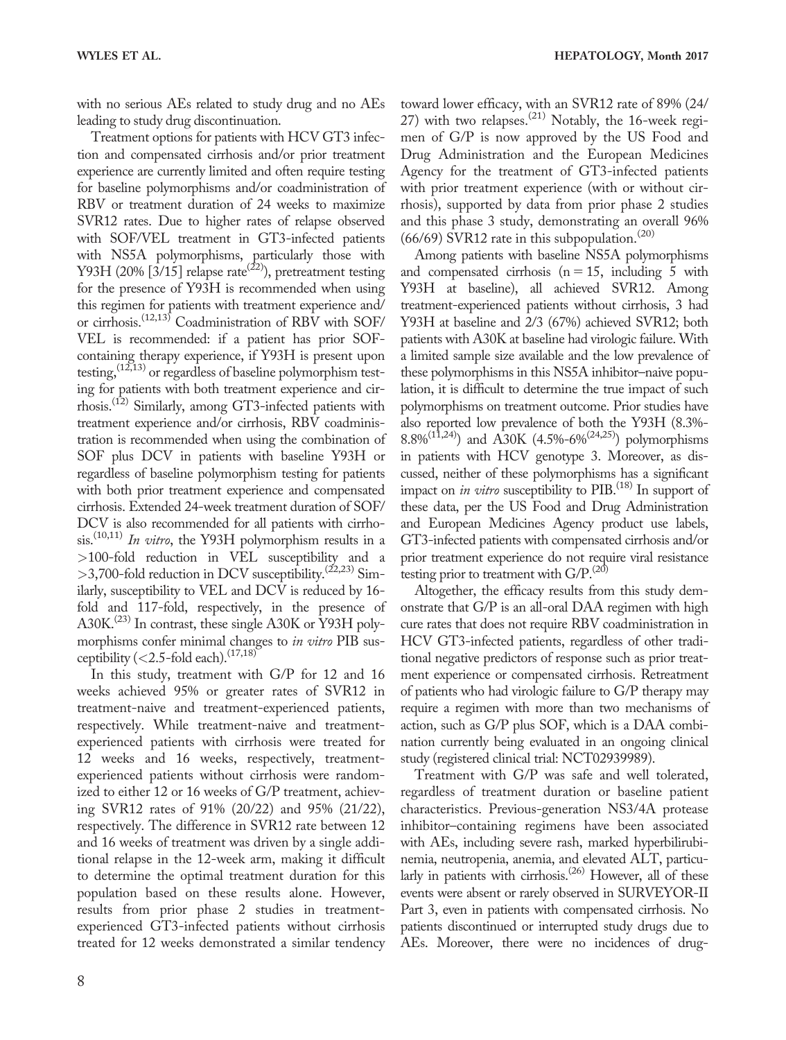with no serious AEs related to study drug and no AEs leading to study drug discontinuation.

Treatment options for patients with HCV GT3 infection and compensated cirrhosis and/or prior treatment experience are currently limited and often require testing for baseline polymorphisms and/or coadministration of RBV or treatment duration of 24 weeks to maximize SVR12 rates. Due to higher rates of relapse observed with SOF/VEL treatment in GT3-infected patients with NS5A polymorphisms, particularly those with Y93H (20% [3/15] relapse rate[22]), pretreatment testing for the presence of Y93H is recommended when using this regimen for patients with treatment experience and/or cirrhosis.[12,13] Coadministration of RBV with SOF/VEL is recommended: if a patient has prior SOF-containing therapy experience, if Y93H is present upon testing,[12,13] or regardless of baseline polymorphism testing for patients with both treatment experience and cirrhosis.[12] Similarly, among GT3-infected patients with treatment experience and/or cirrhosis, RBV coadministration is recommended when using the combination of SOF plus DCV in patients with baseline Y93H or regardless of baseline polymorphism testing for patients with both prior treatment experience and compensated cirrhosis. Extended 24-week treatment duration of SOF/DCV is also recommended for all patients with cirrhosis.[10,11] *In vitro*, the Y93H polymorphism results in a >100-fold reduction in VEL susceptibility and a >3,700-fold reduction in DCV susceptibility.[22,23] Similarly, susceptibility to VEL and DCV is reduced by 16-fold and 117-fold, respectively, in the presence of A30K.[23] In contrast, these single A30K or Y93H polymorphisms confer minimal changes to *in vitro* PIB susceptibility (<2.5-fold each).[17,18]

In this study, treatment with G/P for 12 and 16 weeks achieved 95% or greater rates of SVR12 in treatment-naive and treatment-experienced patients, respectively. While treatment-naive and treatment-experienced patients with cirrhosis were treated for 12 weeks and 16 weeks, respectively, treatment-experienced patients without cirrhosis were randomized to either 12 or 16 weeks of G/P treatment, achieving SVR12 rates of 91% (20/22) and 95% (21/22), respectively. The difference in SVR12 rate between 12 and 16 weeks of treatment was driven by a single additional relapse in the 12-week arm, making it difficult to determine the optimal treatment duration for this population based on these results alone. However, results from prior phase 2 studies in treatment-experienced GT3-infected patients without cirrhosis treated for 12 weeks demonstrated a similar tendency toward lower efficacy, with an SVR12 rate of 89% (24/27) with two relapses.[21] Notably, the 16-week regimen of G/P is now approved by the US Food and Drug Administration and the European Medicines Agency for the treatment of GT3-infected patients with prior treatment experience (with or without cirrhosis), supported by data from prior phase 2 studies and this phase 3 study, demonstrating an overall 96% (66/69) SVR12 rate in this subpopulation.[20]

Among patients with baseline NS5A polymorphisms and compensated cirrhosis (n = 15, including 5 with Y93H at baseline), all achieved SVR12. Among treatment-experienced patients without cirrhosis, 3 had Y93H at baseline and 2/3 (67%) achieved SVR12; both patients with A30K at baseline had virologic failure. With a limited sample size available and the low prevalence of these polymorphisms in this NS5A inhibitor–naive population, it is difficult to determine the true impact of such polymorphisms on treatment outcome. Prior studies have also reported low prevalence of both the Y93H (8.3%-8.8%[11,24]) and A30K (4.5%-6%[24,25]) polymorphisms in patients with HCV genotype 3. Moreover, as discussed, neither of these polymorphisms has a significant impact on *in vitro* susceptibility to PIB.[18] In support of these data, per the US Food and Drug Administration and European Medicines Agency product use labels, GT3-infected patients with compensated cirrhosis and/or prior treatment experience do not require viral resistance testing prior to treatment with G/P.[20]

Altogether, the efficacy results from this study demonstrate that G/P is an all-oral DAA regimen with high cure rates that does not require RBV coadministration in HCV GT3-infected patients, regardless of other traditional negative predictors of response such as prior treatment experience or compensated cirrhosis. Retreatment of patients who had virologic failure to G/P therapy may require a regimen with more than two mechanisms of action, such as G/P plus SOF, which is a DAA combination currently being evaluated in an ongoing clinical study (registered clinical trial: NCT02939989).

Treatment with G/P was safe and well tolerated, regardless of treatment duration or baseline patient characteristics. Previous-generation NS3/4A protease inhibitor–containing regimens have been associated with AEs, including severe rash, marked hyperbilirubinemia, neutropenia, anemia, and elevated ALT, particularly in patients with cirrhosis.[26] However, all of these events were absent or rarely observed in SURVEYOR-II Part 3, even in patients with compensated cirrhosis. No patients discontinued or interrupted study drugs due to AEs. Moreover, there were no incidences of drug-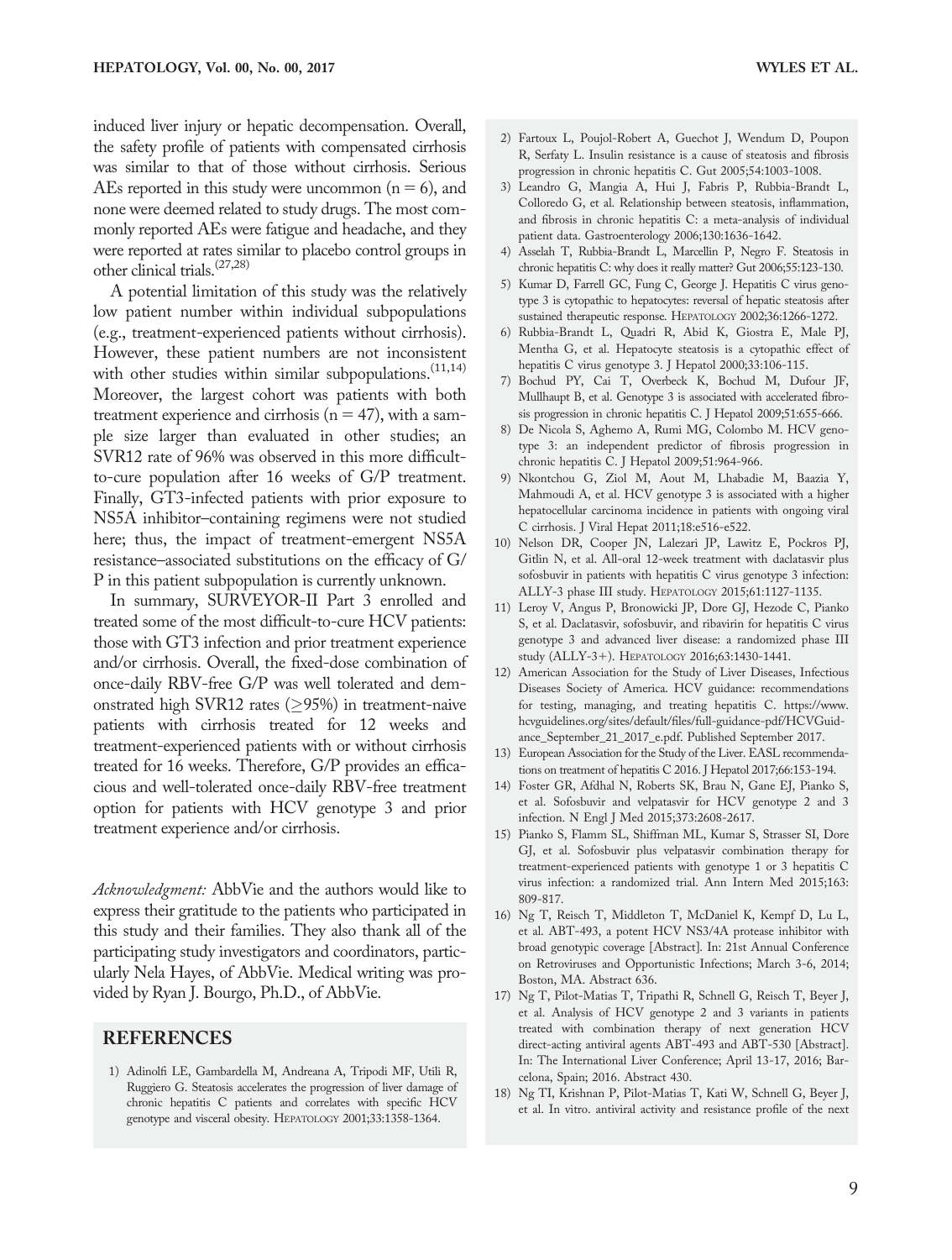induced liver injury or hepatic decompensation. Overall, the safety profile of patients with compensated cirrhosis was similar to that of those without cirrhosis. Serious AEs reported in this study were uncommon (n = 6), and none were deemed related to study drugs. The most commonly reported AEs were fatigue and headache, and they were reported at rates similar to placebo control groups in other clinical trials.[27,28]

A potential limitation of this study was the relatively low patient number within individual subpopulations (e.g., treatment-experienced patients without cirrhosis). However, these patient numbers are not inconsistent with other studies within similar subpopulations.[11,14] Moreover, the largest cohort was patients with both treatment experience and cirrhosis (n = 47), with a sample size larger than evaluated in other studies; an SVR12 rate of 96% was observed in this more difficult-to-cure population after 16 weeks of G/P treatment. Finally, GT3-infected patients with prior exposure to NS5A inhibitor–containing regimens were not studied here; thus, the impact of treatment-emergent NS5A resistance–associated substitutions on the efficacy of G/P in this patient subpopulation is currently unknown.

In summary, SURVEYOR-II Part 3 enrolled and treated some of the most difficult-to-cure HCV patients: those with GT3 infection and prior treatment experience and/or cirrhosis. Overall, the fixed-dose combination of once-daily RBV-free G/P was well tolerated and demonstrated high SVR12 rates (≥95%) in treatment-naive patients with cirrhosis treated for 12 weeks and treatment-experienced patients with or without cirrhosis treated for 16 weeks. Therefore, G/P provides an efficacious and well-tolerated once-daily RBV-free treatment option for patients with HCV genotype 3 and prior treatment experience and/or cirrhosis.

*Acknowledgment:* AbbVie and the authors would like to express their gratitude to the patients who participated in this study and their families. They also thank all of the participating study investigators and coordinators, particularly Nela Hayes, of AbbVie. Medical writing was provided by Ryan J. Bourgo, Ph.D., of AbbVie.

## REFERENCES

1) Adinolfi LE, Gambardella M, Andreana A, Tripodi MF, Utili R, Ruggiero G. Steatosis accelerates the progression of liver damage of chronic hepatitis C patients and correlates with specific HCV genotype and visceral obesity. HEPATOLOGY 2001;33:1358-1364.
2) Fartoux L, Poujol-Robert A, Guechot J, Wendum D, Poupon R, Serfaty L. Insulin resistance is a cause of steatosis and fibrosis progression in chronic hepatitis C. Gut 2005;54:1003-1008.
3) Leandro G, Mangia A, Hui J, Fabris P, Rubbia-Brandt L, Colloredo G, et al. Relationship between steatosis, inflammation, and fibrosis in chronic hepatitis C: a meta-analysis of individual patient data. Gastroenterology 2006;130:1636-1642.
4) Asselah T, Rubbia-Brandt L, Marcellin P, Negro F. Steatosis in chronic hepatitis C: why does it really matter? Gut 2006;55:123-130.
5) Kumar D, Farrell GC, Fung C, George J. Hepatitis C virus genotype 3 is cytopathic to hepatocytes: reversal of hepatic steatosis after sustained therapeutic response. HEPATOLOGY 2002;36:1266-1272.
6) Rubbia-Brandt L, Quadri R, Abid K, Giostra E, Male PJ, Mentha G, et al. Hepatocyte steatosis is a cytopathic effect of hepatitis C virus genotype 3. J Hepatol 2000;33:106-115.
7) Bochud PY, Cai T, Overbeck K, Bochud M, Dufour JF, Mullhaupt B, et al. Genotype 3 is associated with accelerated fibrosis progression in chronic hepatitis C. J Hepatol 2009;51:655-666.
8) De Nicola S, Aghemo A, Rumi MG, Colombo M. HCV genotype 3: an independent predictor of fibrosis progression in chronic hepatitis C. J Hepatol 2009;51:964-966.
9) Nkontchou G, Ziol M, Aout M, Lhabadie M, Baazia Y, Mahmoudi A, et al. HCV genotype 3 is associated with a higher hepatocellular carcinoma incidence in patients with ongoing viral C cirrhosis. J Viral Hepat 2011;18:e516-e522.
10) Nelson DR, Cooper JN, Lalezari JP, Lawitz E, Pockros PJ, Gitlin N, et al. All-oral 12-week treatment with daclatasvir plus sofosbuvir in patients with hepatitis C virus genotype 3 infection: ALLY-3 phase III study. HEPATOLOGY 2015;61:1127-1135.
11) Leroy V, Angus P, Bronowicki JP, Dore GJ, Hezode C, Pianko S, et al. Daclatasvir, sofosbuvir, and ribavirin for hepatitis C virus genotype 3 and advanced liver disease: a randomized phase III study (ALLY-3+). HEPATOLOGY 2016;63:1430-1441.
12) American Association for the Study of Liver Diseases, Infectious Diseases Society of America. HCV guidance: recommendations for testing, managing, and treating hepatitis C. https://www.hcvguidelines.org/sites/default/files/full-guidance-pdf/HCVGuidance_September_21_2017_e.pdf. Published September 2017.
13) European Association for the Study of the Liver. EASL recommendations on treatment of hepatitis C 2016. J Hepatol 2017;66:153-194.
14) Foster GR, Afdhal N, Roberts SK, Brau N, Gane EJ, Pianko S, et al. Sofosbuvir and velpatasvir for HCV genotype 2 and 3 infection. N Engl J Med 2015;373:2608-2617.
15) Pianko S, Flamm SL, Shiffman ML, Kumar S, Strasser SI, Dore GJ, et al. Sofosbuvir plus velpatasvir combination therapy for treatment-experienced patients with genotype 1 or 3 hepatitis C virus infection: a randomized trial. Ann Intern Med 2015;163:809-817.
16) Ng T, Reisch T, Middleton T, McDaniel K, Kempf D, Lu L, et al. ABT-493, a potent HCV NS3/4A protease inhibitor with broad genotypic coverage [Abstract]. In: 21st Annual Conference on Retroviruses and Opportunistic Infections; March 3-6, 2014; Boston, MA. Abstract 636.
17) Ng T, Pilot-Matias T, Tripathi R, Schnell G, Reisch T, Beyer J, et al. Analysis of HCV genotype 2 and 3 variants in patients treated with combination therapy of next generation HCV direct-acting antiviral agents ABT-493 and ABT-530 [Abstract]. In: The International Liver Conference; April 13-17, 2016; Barcelona, Spain; 2016. Abstract 430.
18) Ng TI, Krishnan P, Pilot-Matias T, Kati W, Schnell G, Beyer J, et al. In vitro. antiviral activity and resistance profile of the next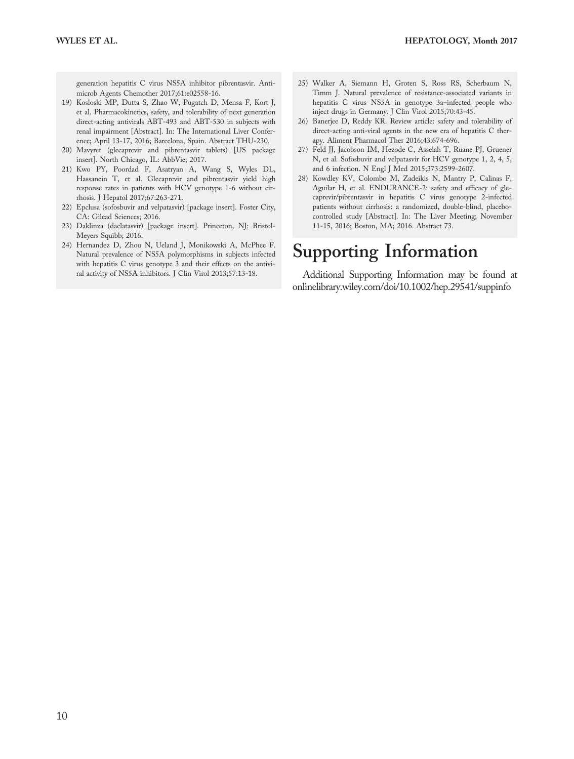generation hepatitis C virus NS5A inhibitor pibrentasvir. Antimicrob Agents Chemother 2017;61:e02558-16.

19) Kosloski MP, Dutta S, Zhao W, Pugatch D, Mensa F, Kort J, et al. Pharmacokinetics, safety, and tolerability of next generation direct-acting antivirals ABT-493 and ABT-530 in subjects with renal impairment [Abstract]. In: The International Liver Conference; April 13-17, 2016; Barcelona, Spain. Abstract THU-230.
20) Mavyret (glecaprevir and pibrentasvir tablets) [US package insert]. North Chicago, IL: AbbVie; 2017.
21) Kwo PY, Poordad F, Asatryan A, Wang S, Wyles DL, Hassanein T, et al. Glecaprevir and pibrentasvir yield high response rates in patients with HCV genotype 1-6 without cirrhosis. J Hepatol 2017;67:263-271.
22) Epclusa (sofosbuvir and velpatasvir) [package insert]. Foster City, CA: Gilead Sciences; 2016.
23) Daklinza (daclatasvir) [package insert]. Princeton, NJ: Bristol-Meyers Squibb; 2016.
24) Hernandez D, Zhou N, Ueland J, Monikowski A, McPhee F. Natural prevalence of NS5A polymorphisms in subjects infected with hepatitis C virus genotype 3 and their effects on the antiviral activity of NS5A inhibitors. J Clin Virol 2013;57:13-18.
25) Walker A, Siemann H, Groten S, Ross RS, Scherbaum N, Timm J. Natural prevalence of resistance-associated variants in hepatitis C virus NS5A in genotype 3a–infected people who inject drugs in Germany. J Clin Virol 2015;70:43-45.
26) Banerjee D, Reddy KR. Review article: safety and tolerability of direct-acting anti-viral agents in the new era of hepatitis C therapy. Aliment Pharmacol Ther 2016;43:674-696.
27) Feld JJ, Jacobson IM, Hezode C, Asselah T, Ruane PJ, Gruener N, et al. Sofosbuvir and velpatasvir for HCV genotype 1, 2, 4, 5, and 6 infection. N Engl J Med 2015;373:2599-2607.
28) Kowdley KV, Colombo M, Zadeikis N, Mantry P, Calinas F, Aguilar H, et al. ENDURANCE-2: safety and efficacy of glecaprevir/pibrentasvir in hepatitis C virus genotype 2-infected patients without cirrhosis: a randomized, double-blind, placebo-controlled study [Abstract]. In: The Liver Meeting; November 11-15, 2016; Boston, MA; 2016. Abstract 73.

# Supporting Information

Additional Supporting Information may be found at onlinelibrary.wiley.com/doi/10.1002/hep.29541/suppinfo